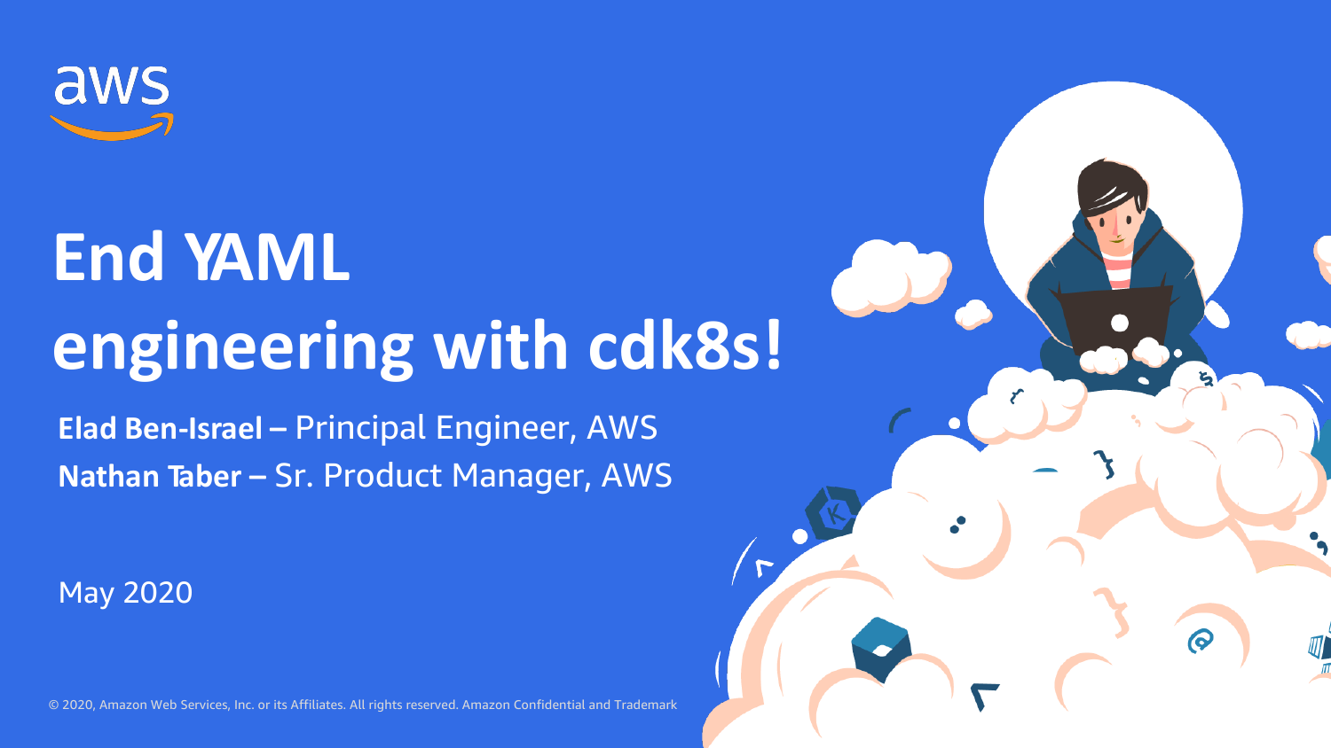# End YAML engineering with cdk8s!

**Elad Ben-Israel –** Principal Engineer, AWS

**Nathan Taber –** Sr. Product Manager, AWS

May 2020

© 2020, Amazon Web Services, Inc. or its Affiliates. All rights reserved. Amazon Confidential and Trademark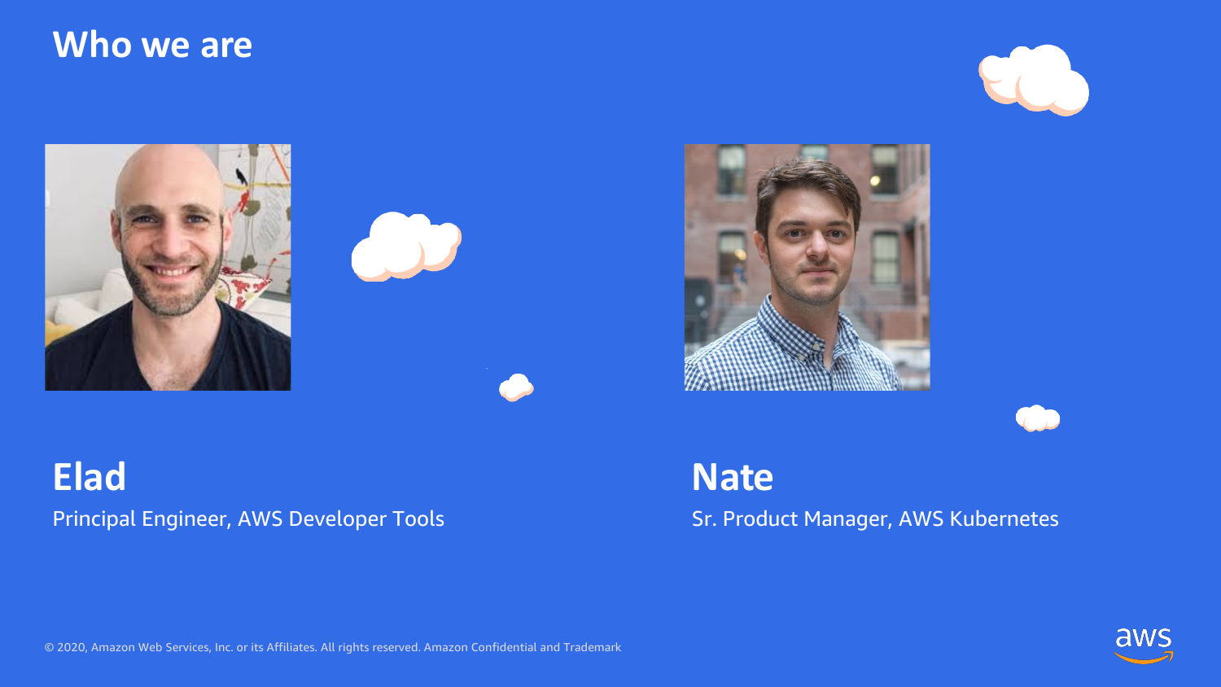# Who we are

## Elad

Principal Engineer, AWS Developer Tools

## Nate

Sr. Product Manager, AWS Kubernetes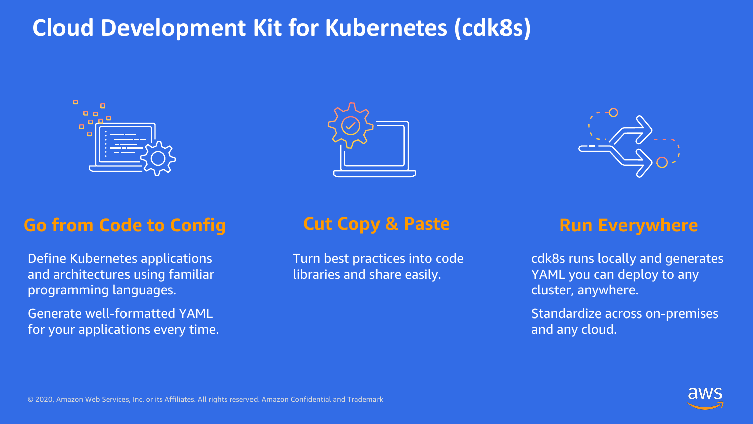# Cloud Development Kit for Kubernetes (cdk8s)

## Go from Code to Config

Define Kubernetes applications and architectures using familiar programming languages.

Generate well-formatted YAML for your applications every time.

## Cut Copy & Paste

Turn best practices into code libraries and share easily.

## Run Everywhere

cdk8s runs locally and generates YAML you can deploy to any cluster, anywhere.

Standardize across on-premises and any cloud.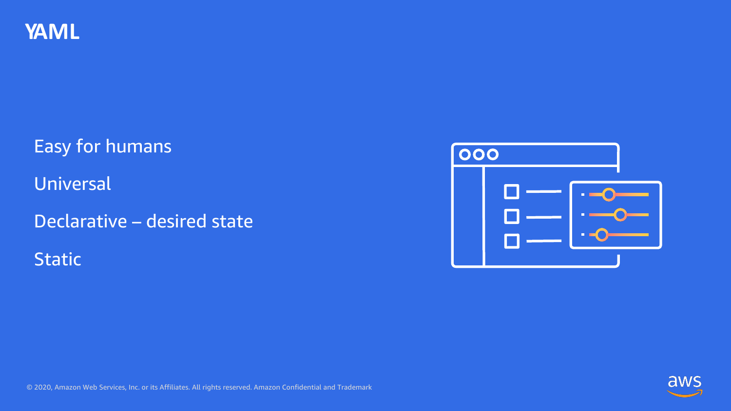# YAML

Easy for humans

Universal

Declarative – desired state

Static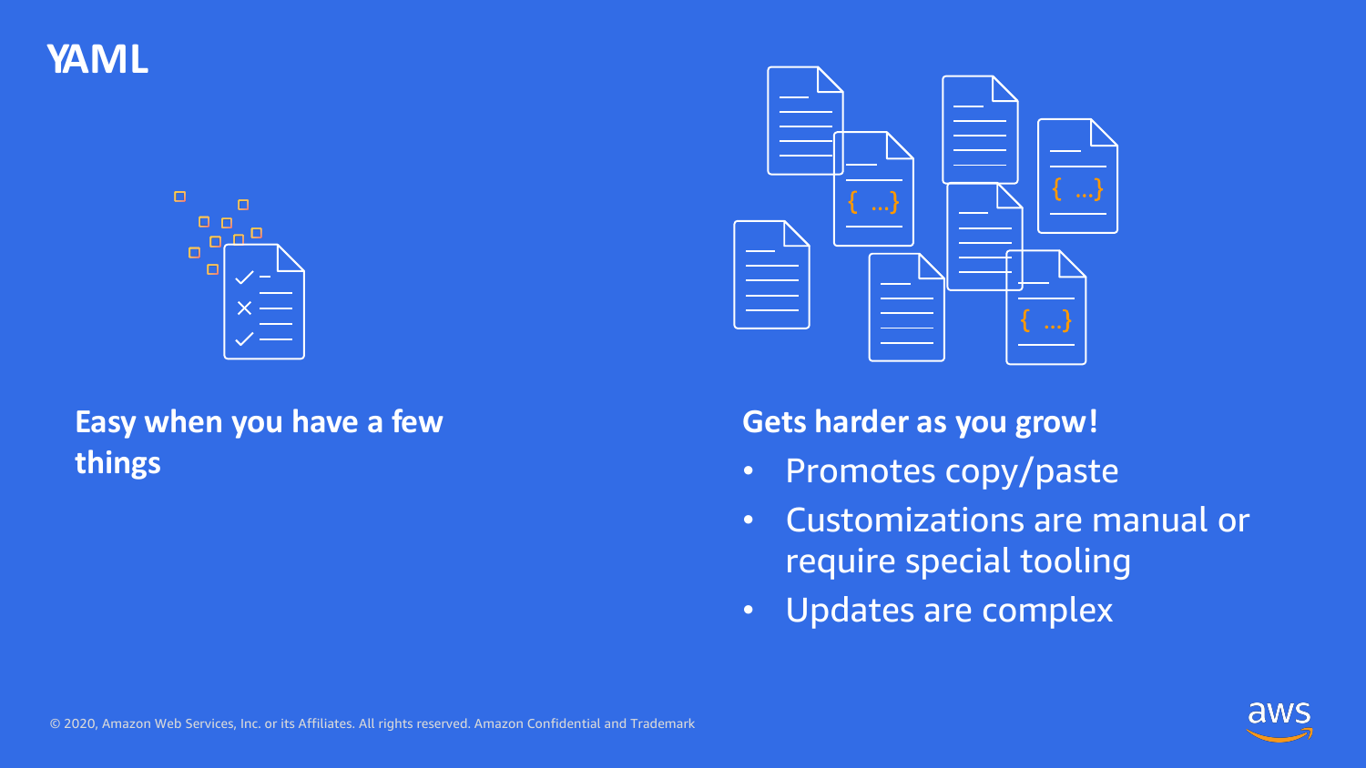# YAML

**Easy when you have a few things**

**Gets harder as you grow!**

- Promotes copy/paste
- Customizations are manual or require special tooling
- Updates are complex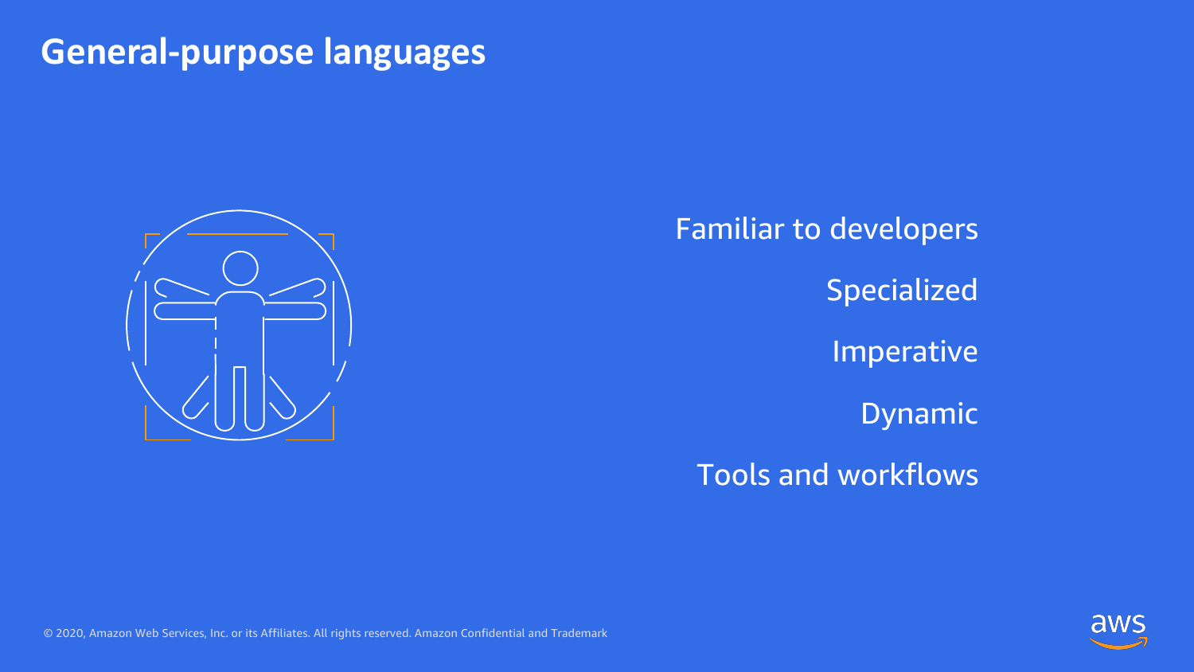# General-purpose languages

- Familiar to developers
- Specialized
- Imperative
- Dynamic
- Tools and workflows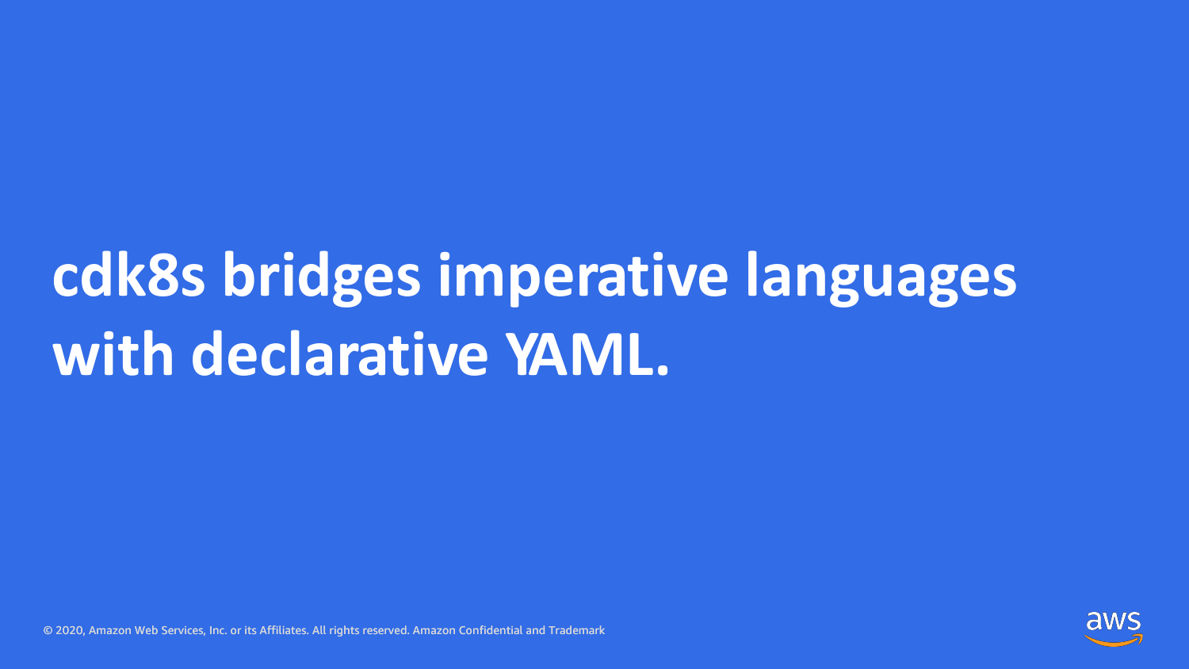# cdk8s bridges imperative languages with declarative YAML.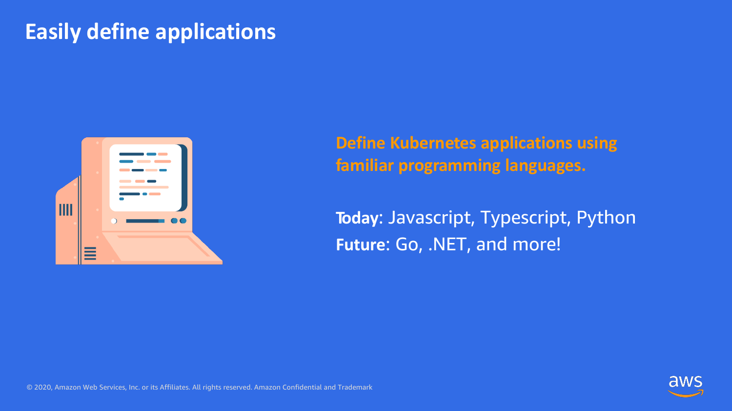# Easily define applications

**Define Kubernetes applications using familiar programming languages.**

**Today**: Javascript, Typescript, Python

**Future**: Go, .NET, and more!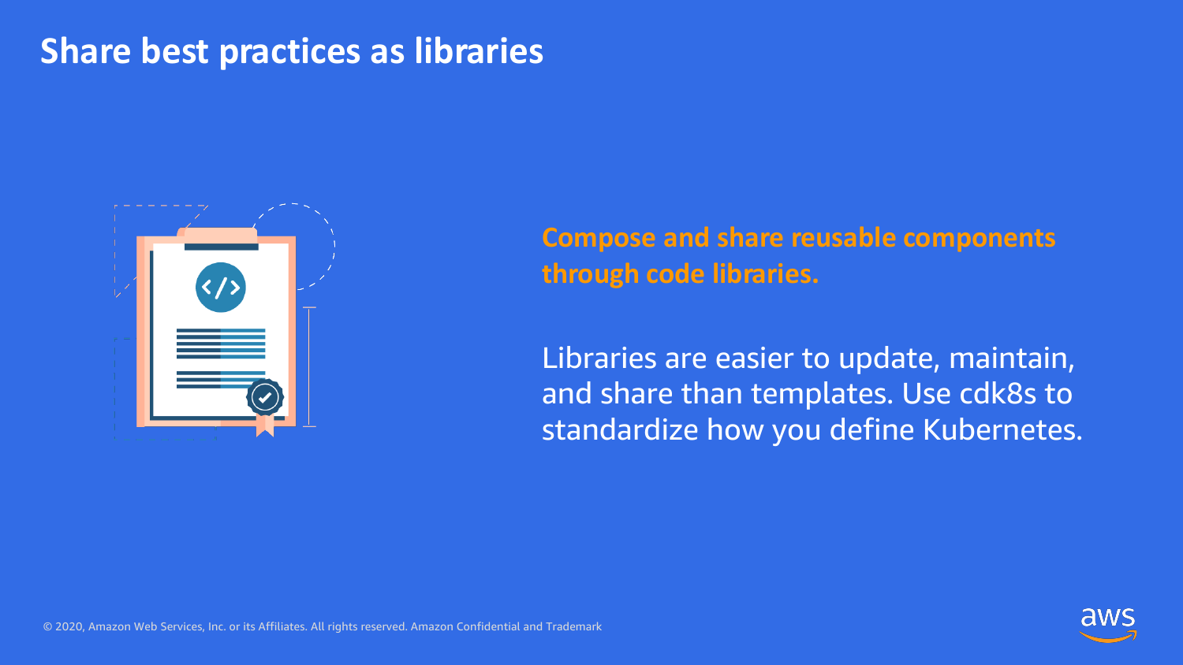# Share best practices as libraries

**Compose and share reusable components through code libraries.**

Libraries are easier to update, maintain, and share than templates. Use cdk8s to standardize how you define Kubernetes.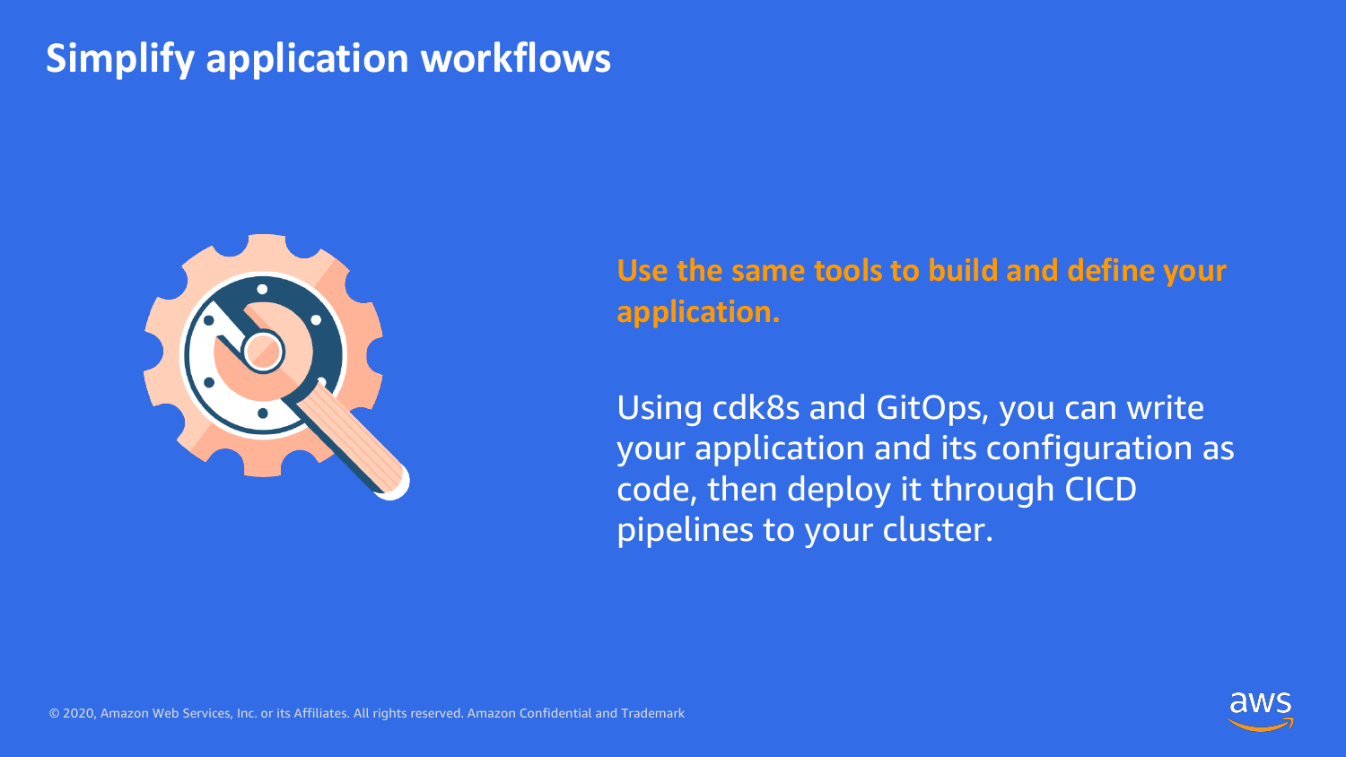# Simplify application workflows

**Use the same tools to build and define your application.**

Using cdk8s and GitOps, you can write your application and its configuration as code, then deploy it through CICD pipelines to your cluster.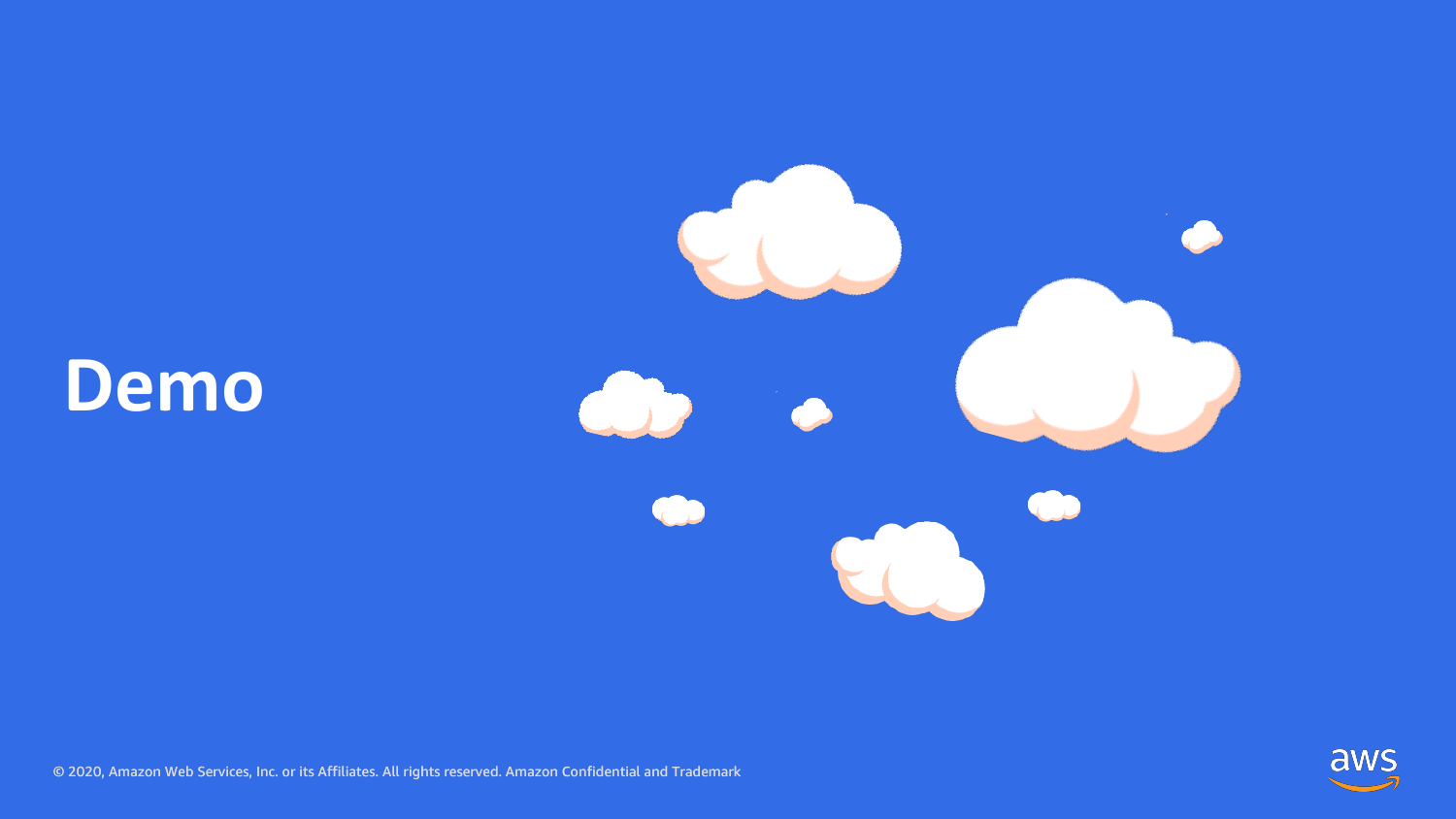# Demo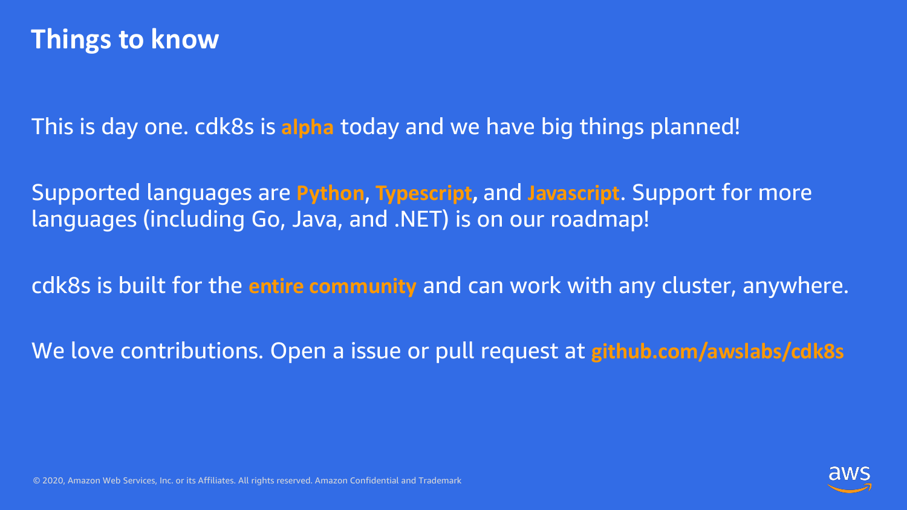# Things to know

This is day one. cdk8s is **alpha** today and we have big things planned!

Supported languages are **Python**, **Typescript**, and **Javascript**. Support for more languages (including Go, Java, and .NET) is on our roadmap!

cdk8s is built for the **entire community** and can work with any cluster, anywhere.

We love contributions. Open a issue or pull request at **github.com/awslabs/cdk8s**

© 2020, Amazon Web Services, Inc. or its Affiliates. All rights reserved. Amazon Confidential and Trademark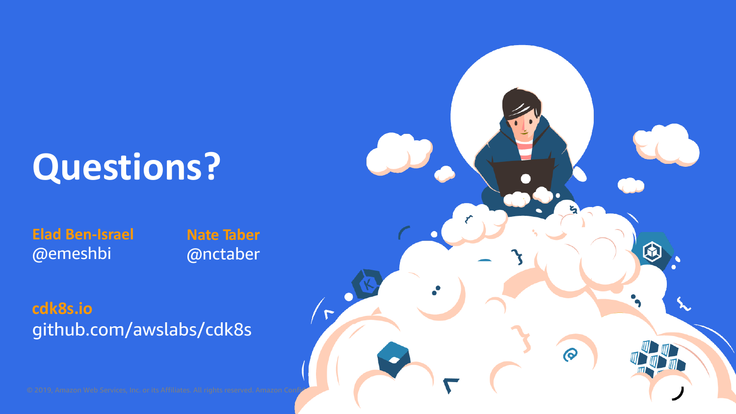# Questions?

**Elad Ben-Israel**
@emeshbi

**Nate Taber**
@nctaber

**cdk8s.io**
github.com/awslabs/cdk8s